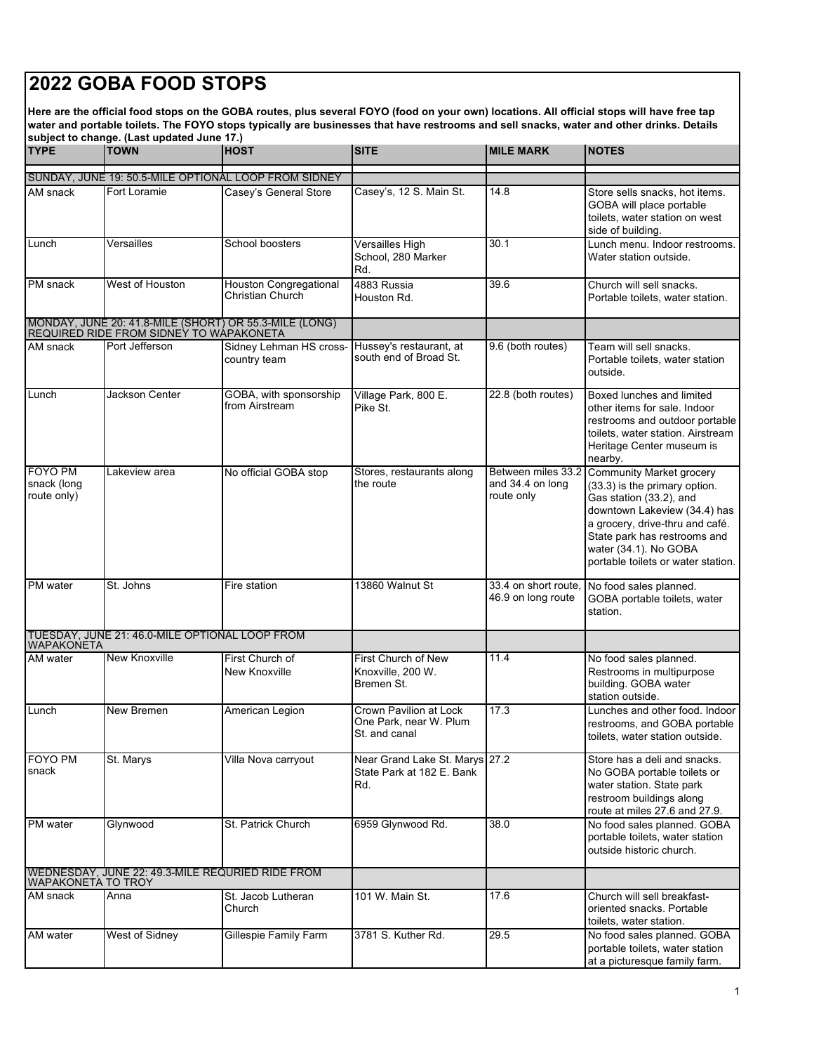# 2022 GOBA FOOD STOPS

**Here are the official food stops on the GOBA routes, plus several FOYO (food on your own) locations. All official stops will have free tap water and portable toilets. The FOYO stops typically are businesses that have restrooms and sell snacks, water and other drinks. Details subject to change. (Last updated June 17.)**

| TYPE | TOWN | HOST | SITE | MILE MARK | NOTES |
|---|---|---|---|---|---|
| SUNDAY, JUNE 19: 50.5-MILE OPTIONAL LOOP FROM SIDNEY | | | | | |
| AM snack | Fort Loramie | Casey's General Store | Casey's, 12 S. Main St. | 14.8 | Store sells snacks, hot items. GOBA will place portable toilets, water station on west side of building. |
| Lunch | Versailles | School boosters | Versailles High School, 280 Marker Rd. | 30.1 | Lunch menu. Indoor restrooms. Water station outside. |
| PM snack | West of Houston | Houston Congregational Christian Church | 4883 Russia Houston Rd. | 39.6 | Church will sell snacks. Portable toilets, water station. |
| MONDAY, JUNE 20: 41.8-MILE (SHORT) OR 55.3-MILE (LONG) REQUIRED RIDE FROM SIDNEY TO WAPAKONETA | | | | | |
| AM snack | Port Jefferson | Sidney Lehman HS cross-country team | Hussey's restaurant, at south end of Broad St. | 9.6 (both routes) | Team will sell snacks. Portable toilets, water station outside. |
| Lunch | Jackson Center | GOBA, with sponsorship from Airstream | Village Park, 800 E. Pike St. | 22.8 (both routes) | Boxed lunches and limited other items for sale. Indoor restrooms and outdoor portable toilets, water station. Airstream Heritage Center museum is nearby. |
| FOYO PM snack (long route only) | Lakeview area | No official GOBA stop | Stores, restaurants along the route | Between miles 33.2 and 34.4 on long route only | Community Market grocery (33.3) is the primary option. Gas station (33.2), and downtown Lakeview (34.4) has a grocery, drive-thru and café. State park has restrooms and water (34.1). No GOBA portable toilets or water station. |
| PM water | St. Johns | Fire station | 13860 Walnut St | 33.4 on short route, 46.9 on long route | No food sales planned. GOBA portable toilets, water station. |
| TUESDAY, JUNE 21: 46.0-MILE OPTIONAL LOOP FROM WAPAKONETA | | | | | |
| AM water | New Knoxville | First Church of New Knoxville | First Church of New Knoxville, 200 W. Bremen St. | 11.4 | No food sales planned. Restrooms in multipurpose building. GOBA water station outside. |
| Lunch | New Bremen | American Legion | Crown Pavilion at Lock One Park, near W. Plum St. and canal | 17.3 | Lunches and other food. Indoor restrooms, and GOBA portable toilets, water station outside. |
| FOYO PM snack | St. Marys | Villa Nova carryout | Near Grand Lake St. Marys State Park at 182 E. Bank Rd. | 27.2 | Store has a deli and snacks. No GOBA portable toilets or water station. State park restroom buildings along route at miles 27.6 and 27.9. |
| PM water | Glynwood | St. Patrick Church | 6959 Glynwood Rd. | 38.0 | No food sales planned. GOBA portable toilets, water station outside historic church. |
| WEDNESDAY, JUNE 22: 49.3-MILE REQURIED RIDE FROM WAPAKONETA TO TROY | | | | | |
| AM snack | Anna | St. Jacob Lutheran Church | 101 W. Main St. | 17.6 | Church will sell breakfast-oriented snacks. Portable toilets, water station. |
| AM water | West of Sidney | Gillespie Family Farm | 3781 S. Kuther Rd. | 29.5 | No food sales planned. GOBA portable toilets, water station at a picturesque family farm. |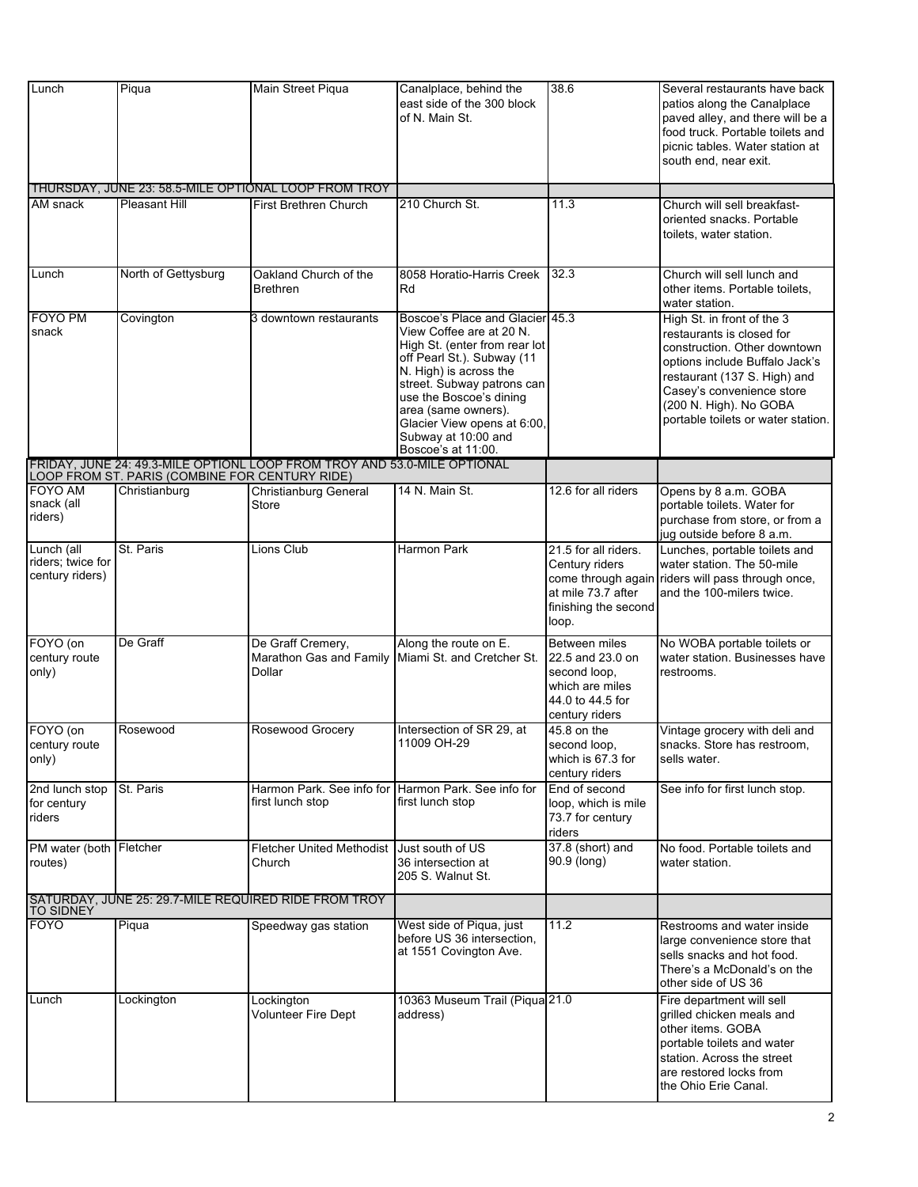| | | | | | |
|---|---|---|---|---|---|
| Lunch | Piqua | Main Street Piqua | Canalplace, behind the east side of the 300 block of N. Main St. | 38.6 | Several restaurants have back patios along the Canalplace paved alley, and there will be a food truck. Portable toilets and picnic tables. Water station at south end, near exit. |
| THURSDAY, JUNE 23: 58.5-MILE OPTIONAL LOOP FROM TROY | | | | | |
| AM snack | Pleasant Hill | First Brethren Church | 210 Church St. | 11.3 | Church will sell breakfast-oriented snacks. Portable toilets, water station. |
| Lunch | North of Gettysburg | Oakland Church of the Brethren | 8058 Horatio-Harris Creek Rd | 32.3 | Church will sell lunch and other items. Portable toilets, water station. |
| FOYO PM snack | Covington | 3 downtown restaurants | Boscoe's Place and Glacier View Coffee are at 20 N. High St. (enter from rear lot off Pearl St.). Subway (11 N. High) is across the street. Subway patrons can use the Boscoe's dining area (same owners). Glacier View opens at 6:00, Subway at 10:00 and Boscoe's at 11:00. | 45.3 | High St. in front of the 3 restaurants is closed for construction. Other downtown options include Buffalo Jack's restaurant (137 S. High) and Casey's convenience store (200 N. High). No GOBA portable toilets or water station. |
| FRIDAY, JUNE 24: 49.3-MILE OPTIONL LOOP FROM TROY AND 53.0-MILE OPTIONAL LOOP FROM ST. PARIS (COMBINE FOR CENTURY RIDE) | | | | | |
| FOYO AM snack (all riders) | Christianburg | Christianburg General Store | 14 N. Main St. | 12.6 for all riders | Opens by 8 a.m. GOBA portable toilets. Water for purchase from store, or from a jug outside before 8 a.m. |
| Lunch (all riders; twice for century riders) | St. Paris | Lions Club | Harmon Park | 21.5 for all riders. Century riders come through again at mile 73.7 after finishing the second loop. | Lunches, portable toilets and water station. The 50-mile riders will pass through once, and the 100-milers twice. |
| FOYO (on century route only) | De Graff | De Graff Cremery, Marathon Gas and Family Dollar | Along the route on E. Miami St. and Cretcher St. | Between miles 22.5 and 23.0 on second loop, which are miles 44.0 to 44.5 for century riders | No WOBA portable toilets or water station. Businesses have restrooms. |
| FOYO (on century route only) | Rosewood | Rosewood Grocery | Intersection of SR 29, at 11009 OH-29 | 45.8 on the second loop, which is 67.3 for century riders | Vintage grocery with deli and snacks. Store has restroom, sells water. |
| 2nd lunch stop for century riders | St. Paris | Harmon Park. See info for first lunch stop | Harmon Park. See info for first lunch stop | End of second loop, which is mile 73.7 for century riders | See info for first lunch stop. |
| PM water (both routes) | Fletcher | Fletcher United Methodist Church | Just south of US 36 intersection at 205 S. Walnut St. | 37.8 (short) and 90.9 (long) | No food. Portable toilets and water station. |
| SATURDAY, JUNE 25: 29.7-MILE REQUIRED RIDE FROM TROY TO SIDNEY | | | | | |
| FOYO | Piqua | Speedway gas station | West side of Piqua, just before US 36 intersection, at 1551 Covington Ave. | 11.2 | Restrooms and water inside large convenience store that sells snacks and hot food. There's a McDonald's on the other side of US 36 |
| Lunch | Lockington | Lockington Volunteer Fire Dept | 10363 Museum Trail (Piqua address) | 21.0 | Fire department will sell grilled chicken meals and other items. GOBA portable toilets and water station. Across the street are restored locks from the Ohio Erie Canal. |